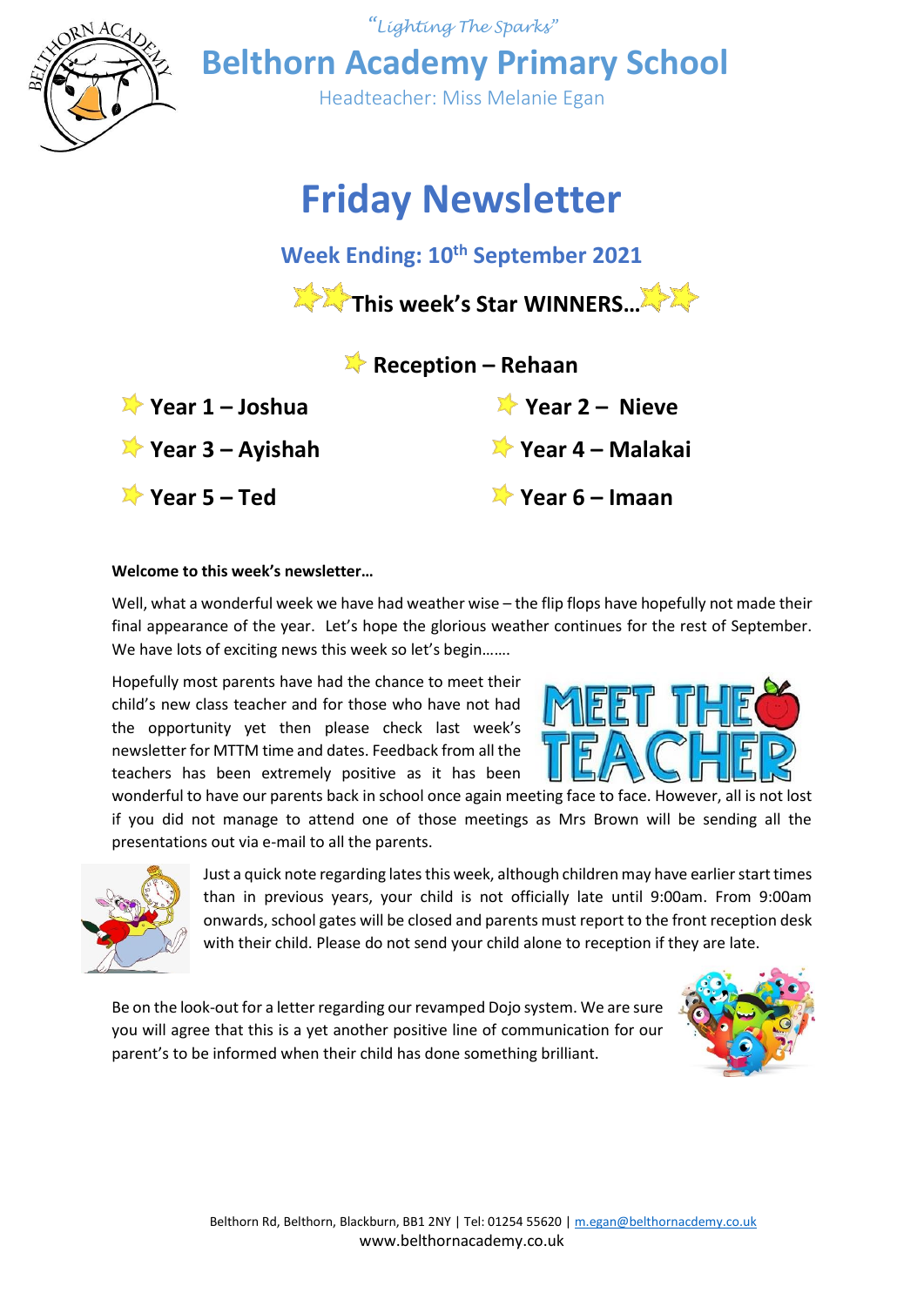*"Lighting The Sparks"*

# Belthorn Academy Primary School

Headteacher: Miss Melanie Egan

# Friday Newsletter

## Week Ending: 10th September 2021

### This week's Star WINNERS…

**Reception – Rehaan**

**Year 1 – Joshua**

**Year 2 – Nieve**

**Year 3 – Ayishah**

**Year 4 – Malakai**

**Year 5 – Ted**

**Year 6 – Imaan**

**Welcome to this week's newsletter…**

Well, what a wonderful week we have had weather wise – the flip flops have hopefully not made their final appearance of the year. Let's hope the glorious weather continues for the rest of September. We have lots of exciting news this week so let's begin…….

Hopefully most parents have had the chance to meet their child's new class teacher and for those who have not had the opportunity yet then please check last week's newsletter for MTTM time and dates. Feedback from all the teachers has been extremely positive as it has been wonderful to have our parents back in school once again meeting face to face. However, all is not lost if you did not manage to attend one of those meetings as Mrs Brown will be sending all the presentations out via e-mail to all the parents.

Just a quick note regarding lates this week, although children may have earlier start times than in previous years, your child is not officially late until 9:00am. From 9:00am onwards, school gates will be closed and parents must report to the front reception desk with their child. Please do not send your child alone to reception if they are late.

Be on the look-out for a letter regarding our revamped Dojo system. We are sure you will agree that this is a yet another positive line of communication for our parent's to be informed when their child has done something brilliant.

Belthorn Rd, Belthorn, Blackburn, BB1 2NY | Tel: 01254 55620 | m.egan@belthornacdemy.co.uk
www.belthornacademy.co.uk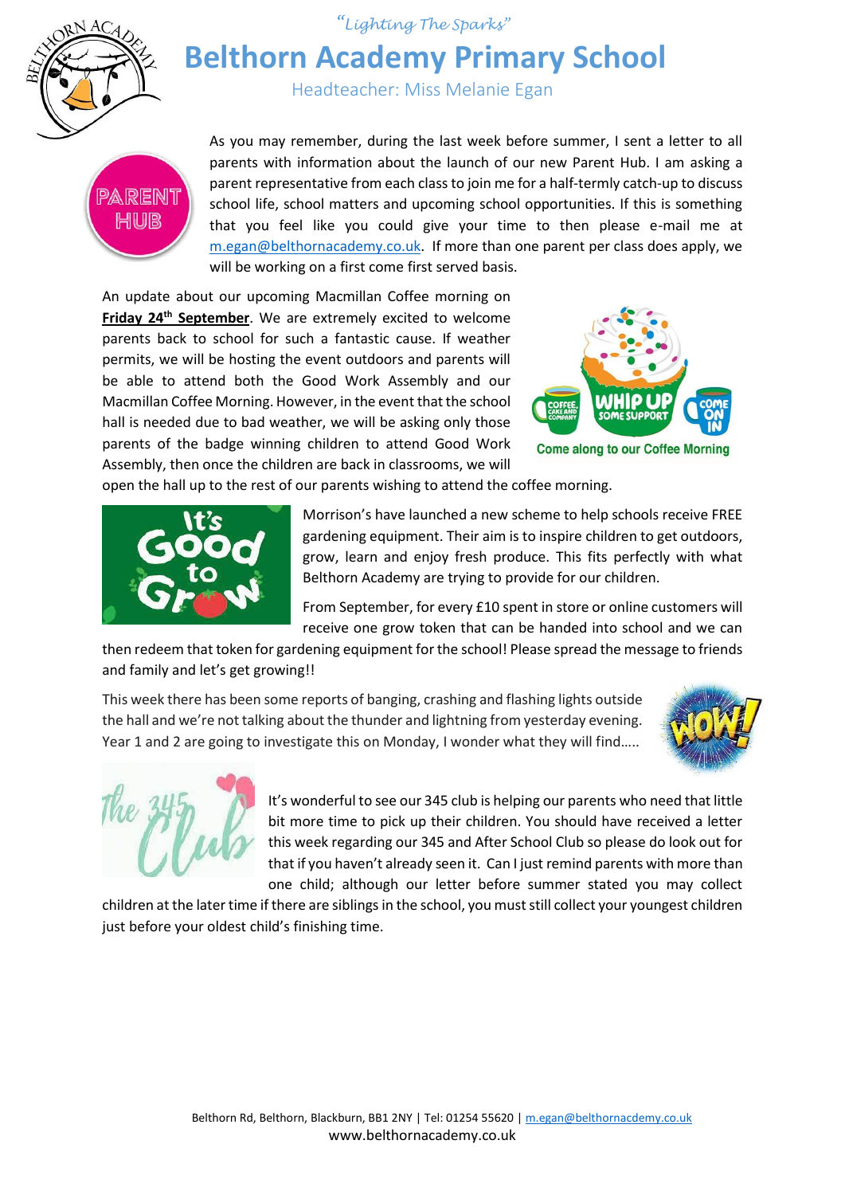*"Lighting The Sparks"*

# Belthorn Academy Primary School

Headteacher: Miss Melanie Egan

As you may remember, during the last week before summer, I sent a letter to all parents with information about the launch of our new Parent Hub. I am asking a parent representative from each class to join me for a half-termly catch-up to discuss school life, school matters and upcoming school opportunities. If this is something that you feel like you could give your time to then please e-mail me at m.egan@belthornacademy.co.uk. If more than one parent per class does apply, we will be working on a first come first served basis.

An update about our upcoming Macmillan Coffee morning on **Friday 24th September**. We are extremely excited to welcome parents back to school for such a fantastic cause. If weather permits, we will be hosting the event outdoors and parents will be able to attend both the Good Work Assembly and our Macmillan Coffee Morning. However, in the event that the school hall is needed due to bad weather, we will be asking only those parents of the badge winning children to attend Good Work Assembly, then once the children are back in classrooms, we will open the hall up to the rest of our parents wishing to attend the coffee morning.

Morrison's have launched a new scheme to help schools receive FREE gardening equipment. Their aim is to inspire children to get outdoors, grow, learn and enjoy fresh produce. This fits perfectly with what Belthorn Academy are trying to provide for our children.

From September, for every £10 spent in store or online customers will receive one grow token that can be handed into school and we can then redeem that token for gardening equipment for the school! Please spread the message to friends and family and let's get growing!!

This week there has been some reports of banging, crashing and flashing lights outside the hall and we're not talking about the thunder and lightning from yesterday evening. Year 1 and 2 are going to investigate this on Monday, I wonder what they will find…..

It's wonderful to see our 345 club is helping our parents who need that little bit more time to pick up their children. You should have received a letter this week regarding our 345 and After School Club so please do look out for that if you haven't already seen it. Can I just remind parents with more than one child; although our letter before summer stated you may collect children at the later time if there are siblings in the school, you must still collect your youngest children just before your oldest child's finishing time.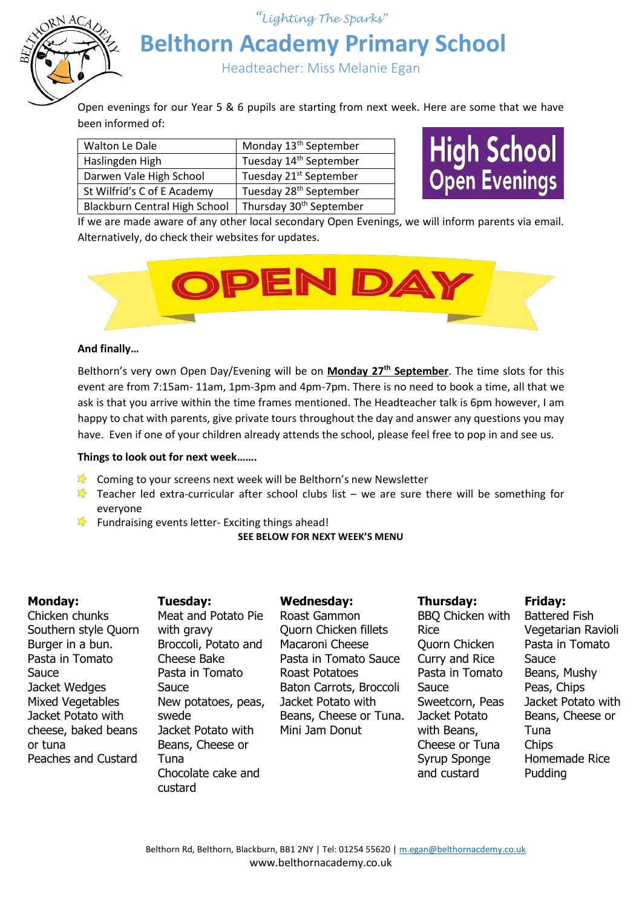*"Lighting The Sparks"*

# Belthorn Academy Primary School

Headteacher: Miss Melanie Egan

Open evenings for our Year 5 & 6 pupils are starting from next week. Here are some that we have been informed of:

| Walton Le Dale | Monday 13th September |
|---|---|
| Haslingden High | Tuesday 14th September |
| Darwen Vale High School | Tuesday 21st September |
| St Wilfrid's C of E Academy | Tuesday 28th September |
| Blackburn Central High School | Thursday 30th September |

High School Open Evenings

If we are made aware of any other local secondary Open Evenings, we will inform parents via email. Alternatively, do check their websites for updates.

OPEN DAY

**And finally…**

Belthorn's very own Open Day/Evening will be on **Monday 27th September**. The time slots for this event are from 7:15am- 11am, 1pm-3pm and 4pm-7pm. There is no need to book a time, all that we ask is that you arrive within the time frames mentioned. The Headteacher talk is 6pm however, I am happy to chat with parents, give private tours throughout the day and answer any questions you may have. Even if one of your children already attends the school, please feel free to pop in and see us.

**Things to look out for next week…….**

- Coming to your screens next week will be Belthorn's new Newsletter
- Teacher led extra-curricular after school clubs list – we are sure there will be something for everyone
- Fundraising events letter- Exciting things ahead!

**SEE BELOW FOR NEXT WEEK'S MENU**

**Monday:**
Chicken chunks
Southern style Quorn Burger in a bun.
Pasta in Tomato Sauce
Jacket Wedges
Mixed Vegetables
Jacket Potato with cheese, baked beans or tuna
Peaches and Custard

**Tuesday:**
Meat and Potato Pie with gravy
Broccoli, Potato and Cheese Bake
Pasta in Tomato Sauce
New potatoes, peas, swede
Jacket Potato with Beans, Cheese or Tuna
Chocolate cake and custard

**Wednesday:**
Roast Gammon
Quorn Chicken fillets
Macaroni Cheese
Pasta in Tomato Sauce
Roast Potatoes
Baton Carrots, Broccoli
Jacket Potato with Beans, Cheese or Tuna.
Mini Jam Donut

**Thursday:**
BBQ Chicken with Rice
Quorn Chicken Curry and Rice
Pasta in Tomato Sauce
Sweetcorn, Peas
Jacket Potato with Beans, Cheese or Tuna
Syrup Sponge and custard

**Friday:**
Battered Fish
Vegetarian Ravioli
Pasta in Tomato Sauce
Beans, Mushy Peas, Chips
Jacket Potato with Beans, Cheese or Tuna
Chips
Homemade Rice Pudding

Belthorn Rd, Belthorn, Blackburn, BB1 2NY | Tel: 01254 55620 | m.egan@belthornacdemy.co.uk
www.belthornacademy.co.uk